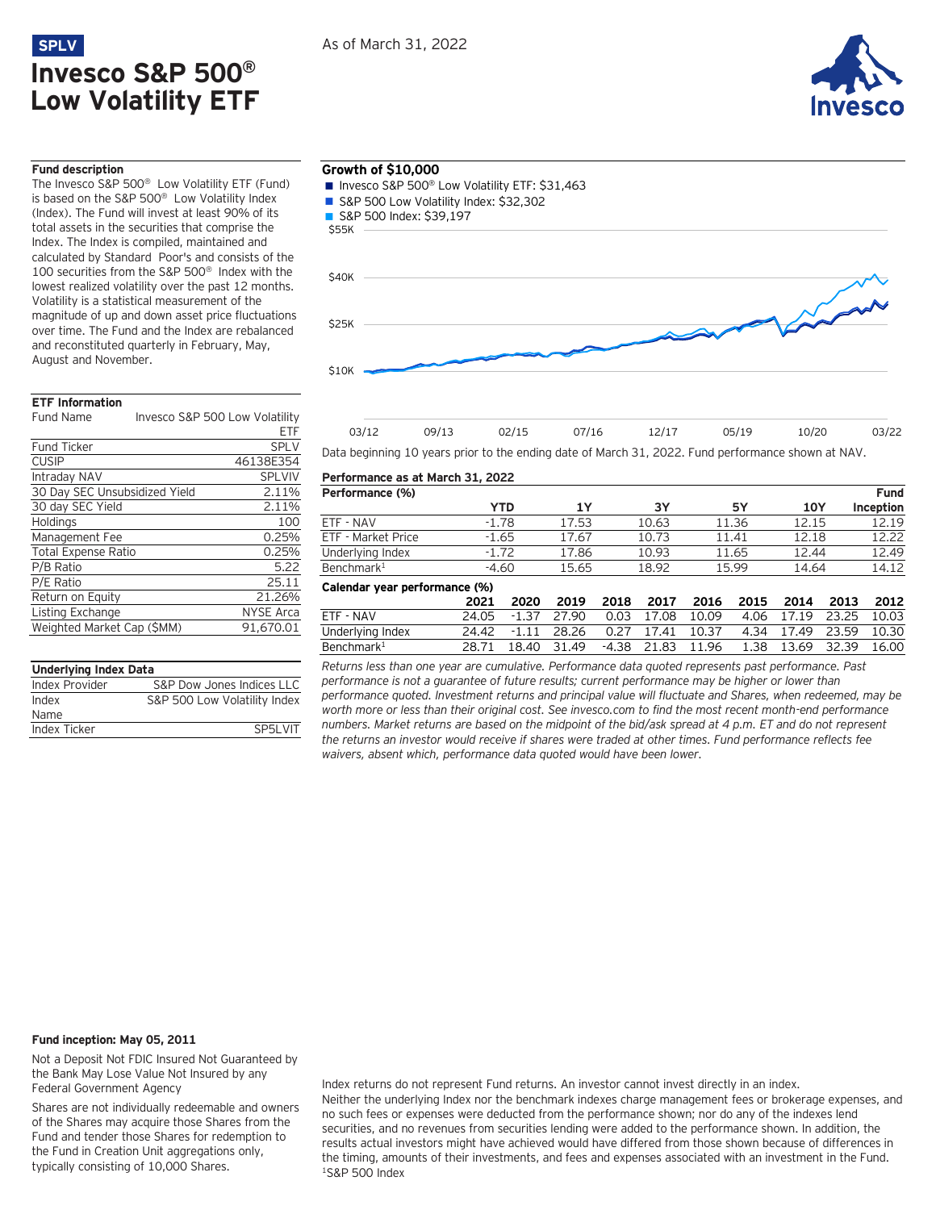SPLV

# Invesco S&P 500® Low Volatility ETF

As of March 31, 2022

### Fund description

The Invesco S&P 500® Low Volatility ETF (Fund) is based on the S&P 500® Low Volatility Index (Index). The Fund will invest at least 90% of its total assets in the securities that comprise the Index. The Index is compiled, maintained and calculated by Standard Poor's and consists of the 100 securities from the S&P 500® Index with the lowest realized volatility over the past 12 months. Volatility is a statistical measurement of the magnitude of up and down asset price fluctuations over time. The Fund and the Index are rebalanced and reconstituted quarterly in February, May, August and November.

### ETF Information

| | |
|---|---|
| Fund Name | Invesco S&P 500 Low Volatility ETF |
| Fund Ticker | SPLV |
| CUSIP | 46138E354 |
| Intraday NAV | SPLVIV |
| 30 Day SEC Unsubsidized Yield | 2.11% |
| 30 day SEC Yield | 2.11% |
| Holdings | 100 |
| Management Fee | 0.25% |
| Total Expense Ratio | 0.25% |
| P/B Ratio | 5.22 |
| P/E Ratio | 25.11 |
| Return on Equity | 21.26% |
| Listing Exchange | NYSE Arca |
| Weighted Market Cap ($MM) | 91,670.01 |

### Underlying Index Data

| | |
|---|---|
| Index Provider | S&P Dow Jones Indices LLC |
| Index Name | S&P 500 Low Volatility Index |
| Index Ticker | SP5LVIT |

### Growth of $10,000

- Invesco S&P 500® Low Volatility ETF: $31,463
- S&P 500 Low Volatility Index: $32,302
- S&P 500 Index: $39,197

Data beginning 10 years prior to the ending date of March 31, 2022. Fund performance shown at NAV.

### Performance as at March 31, 2022

| Performance (%) | YTD | 1Y | 3Y | 5Y | 10Y | Fund Inception |
|---|---|---|---|---|---|---|
| ETF - NAV | -1.78 | 17.53 | 10.63 | 11.36 | 12.15 | 12.19 |
| ETF - Market Price | -1.65 | 17.67 | 10.73 | 11.41 | 12.18 | 12.22 |
| Underlying Index | -1.72 | 17.86 | 10.93 | 11.65 | 12.44 | 12.49 |
| Benchmark[1] | -4.60 | 15.65 | 18.92 | 15.99 | 14.64 | 14.12 |

| Calendar year performance (%) | 2021 | 2020 | 2019 | 2018 | 2017 | 2016 | 2015 | 2014 | 2013 | 2012 |
|---|---|---|---|---|---|---|---|---|---|---|
| ETF - NAV | 24.05 | -1.37 | 27.90 | 0.03 | 17.08 | 10.09 | 4.06 | 17.19 | 23.25 | 10.03 |
| Underlying Index | 24.42 | -1.11 | 28.26 | 0.27 | 17.41 | 10.37 | 4.34 | 17.49 | 23.59 | 10.30 |
| Benchmark[1] | 28.71 | 18.40 | 31.49 | -4.38 | 21.83 | 11.96 | 1.38 | 13.69 | 32.39 | 16.00 |

*Returns less than one year are cumulative. Performance data quoted represents past performance. Past performance is not a guarantee of future results; current performance may be higher or lower than performance quoted. Investment returns and principal value will fluctuate and Shares, when redeemed, may be worth more or less than their original cost. See invesco.com to find the most recent month-end performance numbers. Market returns are based on the midpoint of the bid/ask spread at 4 p.m. ET and do not represent the returns an investor would receive if shares were traded at other times. Fund performance reflects fee waivers, absent which, performance data quoted would have been lower.*

**Fund inception: May 05, 2011**

Not a Deposit Not FDIC Insured Not Guaranteed by the Bank May Lose Value Not Insured by any Federal Government Agency

Shares are not individually redeemable and owners of the Shares may acquire those Shares from the Fund and tender those Shares for redemption to the Fund in Creation Unit aggregations only, typically consisting of 10,000 Shares.

Index returns do not represent Fund returns. An investor cannot invest directly in an index.
Neither the underlying Index nor the benchmark indexes charge management fees or brokerage expenses, and no such fees or expenses were deducted from the performance shown; nor do any of the indexes lend securities, and no revenues from securities lending were added to the performance shown. In addition, the results actual investors might have achieved would have differed from those shown because of differences in the timing, amounts of their investments, and fees and expenses associated with an investment in the Fund.
[1]S&P 500 Index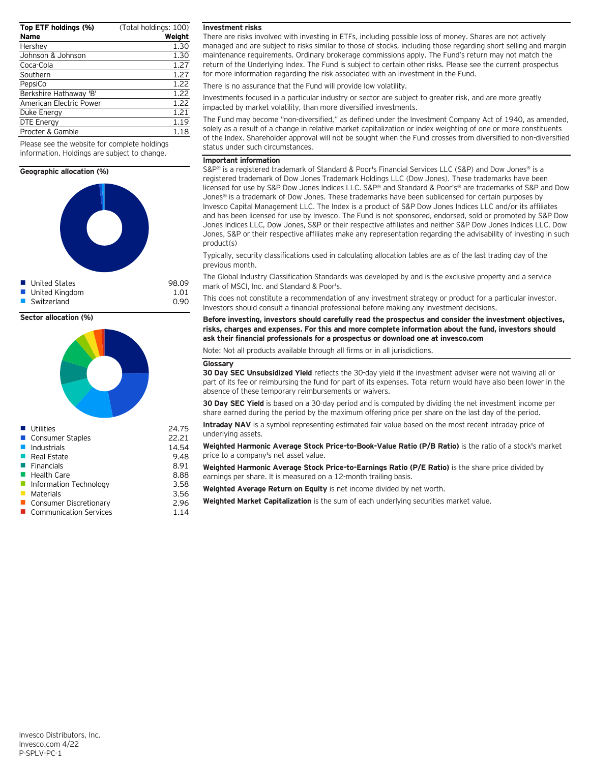| Top ETF holdings (%) | (Total holdings: 100) |
| --- | --- |
| **Name** | **Weight** |
| Hershey | 1.30 |
| Johnson & Johnson | 1.30 |
| Coca-Cola | 1.27 |
| Southern | 1.27 |
| PepsiCo | 1.22 |
| Berkshire Hathaway 'B' | 1.22 |
| American Electric Power | 1.22 |
| Duke Energy | 1.21 |
| DTE Energy | 1.19 |
| Procter & Gamble | 1.18 |

Please see the website for complete holdings information. Holdings are subject to change.

**Geographic allocation (%)**

United States 98.09
United Kingdom 1.01
Switzerland 0.90

**Sector allocation (%)**

Utilities 24.75
Consumer Staples 22.21
Industrials 14.54
Real Estate 9.48
Financials 8.91
Health Care 8.88
Information Technology 3.58
Materials 3.56
Consumer Discretionary 2.96
Communication Services 1.14

**Investment risks**

There are risks involved with investing in ETFs, including possible loss of money. Shares are not actively managed and are subject to risks similar to those of stocks, including those regarding short selling and margin maintenance requirements. Ordinary brokerage commissions apply. The Fund's return may not match the return of the Underlying Index. The Fund is subject to certain other risks. Please see the current prospectus for more information regarding the risk associated with an investment in the Fund.

There is no assurance that the Fund will provide low volatility.

Investments focused in a particular industry or sector are subject to greater risk, and are more greatly impacted by market volatility, than more diversified investments.

The Fund may become "non-diversified," as defined under the Investment Company Act of 1940, as amended, solely as a result of a change in relative market capitalization or index weighting of one or more constituents of the Index. Shareholder approval will not be sought when the Fund crosses from diversified to non-diversified status under such circumstances.

**Important information**

S&P® is a registered trademark of Standard & Poor's Financial Services LLC (S&P) and Dow Jones® is a registered trademark of Dow Jones Trademark Holdings LLC (Dow Jones). These trademarks have been licensed for use by S&P Dow Jones Indices LLC. S&P® and Standard & Poor's® are trademarks of S&P and Dow Jones® is a trademark of Dow Jones. These trademarks have been sublicensed for certain purposes by Invesco Capital Management LLC. The Index is a product of S&P Dow Jones Indices LLC and/or its affiliates and has been licensed for use by Invesco. The Fund is not sponsored, endorsed, sold or promoted by S&P Dow Jones Indices LLC, Dow Jones, S&P or their respective affiliates and neither S&P Dow Jones Indices LLC, Dow Jones, S&P or their respective affiliates make any representation regarding the advisability of investing in such product(s)

Typically, security classifications used in calculating allocation tables are as of the last trading day of the previous month.

The Global Industry Classification Standards was developed by and is the exclusive property and a service mark of MSCI, Inc. and Standard & Poor's.

This does not constitute a recommendation of any investment strategy or product for a particular investor. Investors should consult a financial professional before making any investment decisions.

**Before investing, investors should carefully read the prospectus and consider the investment objectives, risks, charges and expenses. For this and more complete information about the fund, investors should ask their financial professionals for a prospectus or download one at invesco.com**

Note: Not all products available through all firms or in all jurisdictions.

**Glossary**

**30 Day SEC Unsubsidized Yield** reflects the 30-day yield if the investment adviser were not waiving all or part of its fee or reimbursing the fund for part of its expenses. Total return would have also been lower in the absence of these temporary reimbursements or waivers.

**30 Day SEC Yield** is based on a 30-day period and is computed by dividing the net investment income per share earned during the period by the maximum offering price per share on the last day of the period.

**Intraday NAV** is a symbol representing estimated fair value based on the most recent intraday price of underlying assets.

**Weighted Harmonic Average Stock Price-to-Book-Value Ratio (P/B Ratio)** is the ratio of a stock's market price to a company's net asset value.

**Weighted Harmonic Average Stock Price-to-Earnings Ratio (P/E Ratio)** is the share price divided by earnings per share. It is measured on a 12-month trailing basis.

**Weighted Average Return on Equity** is net income divided by net worth.

**Weighted Market Capitalization** is the sum of each underlying securities market value.

Invesco Distributors, Inc.
Invesco.com 4/22
P-SPLV-PC-1